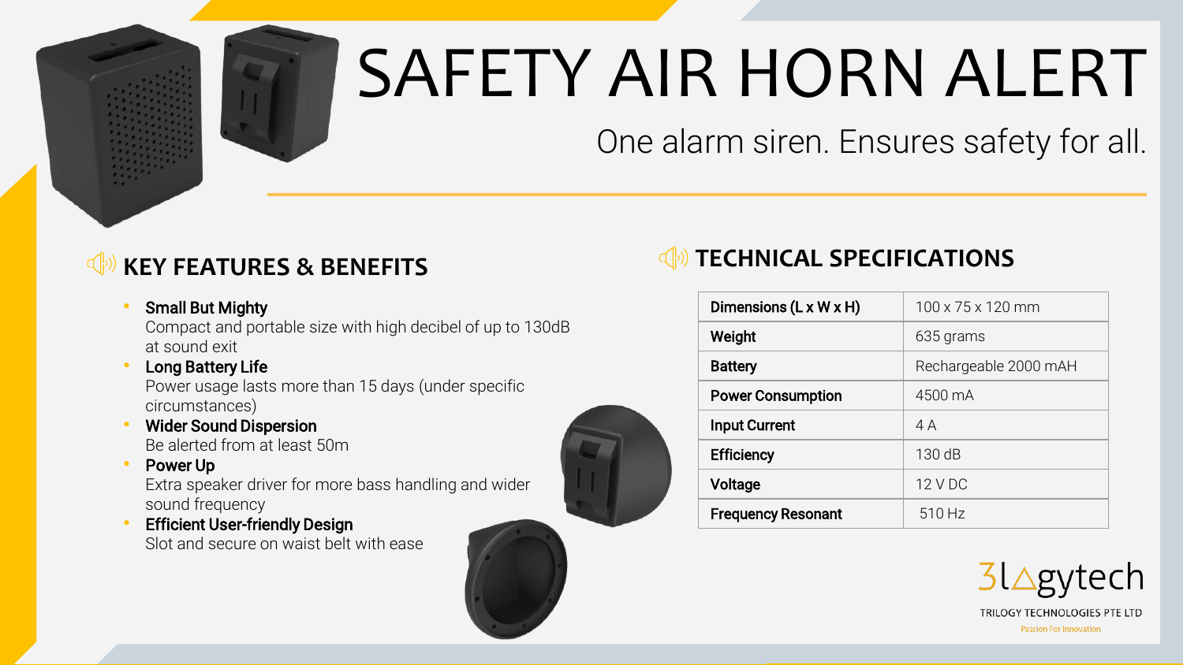# SAFETY AIR HORN ALERT

One alarm siren. Ensures safety for all.

## KEY FEATURES & BENEFITS

- **Small But Mighty**
  Compact and portable size with high decibel of up to 130dB at sound exit
- **Long Battery Life**
  Power usage lasts more than 15 days (under specific circumstances)
- **Wider Sound Dispersion**
  Be alerted from at least 50m
- **Power Up**
  Extra speaker driver for more bass handling and wider sound frequency
- **Efficient User-friendly Design**
  Slot and secure on waist belt with ease

## TECHNICAL SPECIFICATIONS

| | |
|---|---|
| **Dimensions (L x W x H)** | 100 x 75 x 120 mm |
| **Weight** | 635 grams |
| **Battery** | Rechargeable 2000 mAH |
| **Power Consumption** | 4500 mA |
| **Input Current** | 4 A |
| **Efficiency** | 130 dB |
| **Voltage** | 12 V DC |
| **Frequency Resonant** | 510 Hz |

3l△gytech
TRILOGY TECHNOLOGIES PTE LTD
Passion For Innovation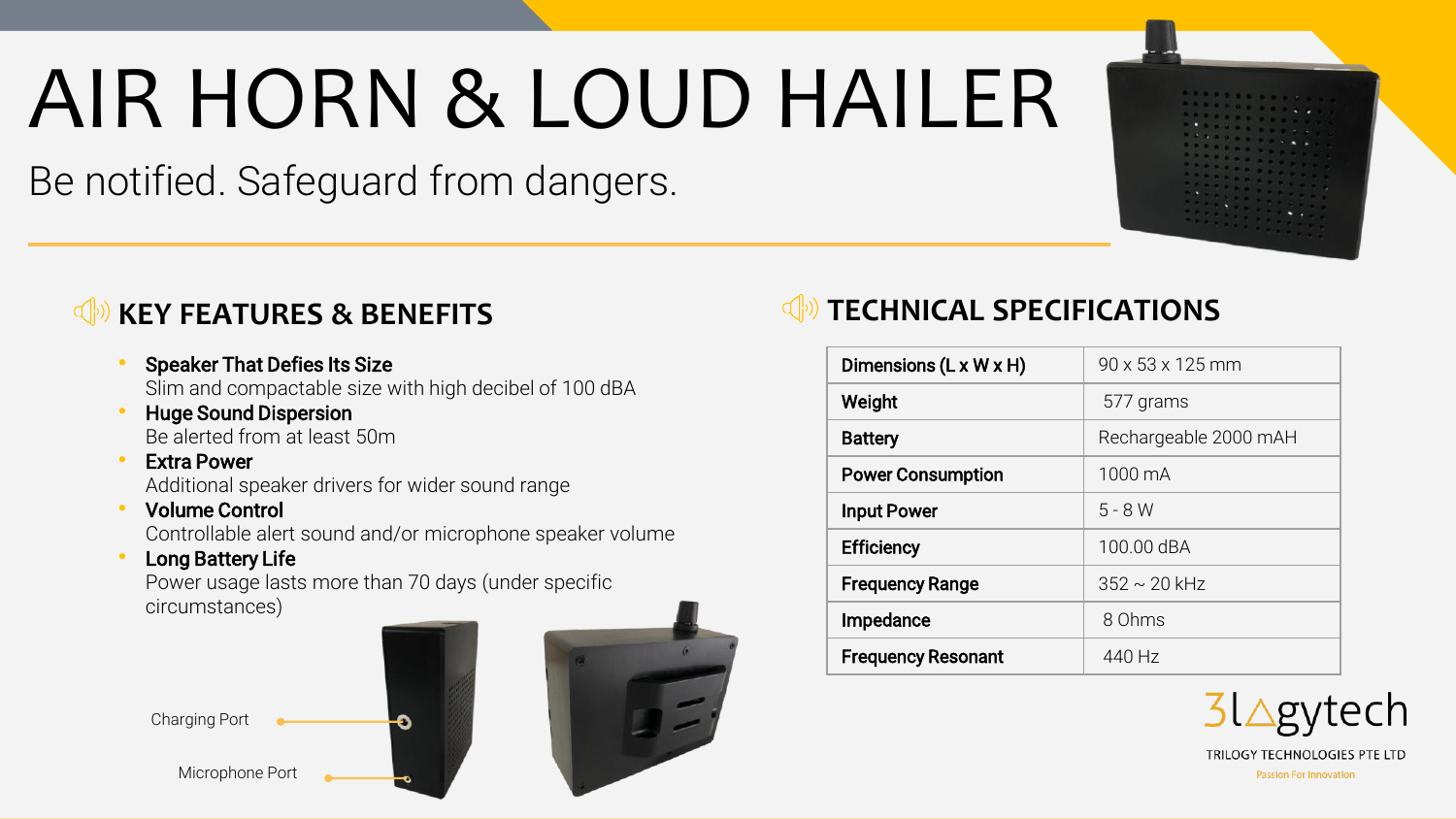# AIR HORN & LOUD HAILER

Be notified. Safeguard from dangers.

## KEY FEATURES & BENEFITS

- **Speaker That Defies Its Size**
  Slim and compactable size with high decibel of 100 dBA
- **Huge Sound Dispersion**
  Be alerted from at least 50m
- **Extra Power**
  Additional speaker drivers for wider sound range
- **Volume Control**
  Controllable alert sound and/or microphone speaker volume
- **Long Battery Life**
  Power usage lasts more than 70 days (under specific circumstances)

Charging Port

Microphone Port

## TECHNICAL SPECIFICATIONS

| | |
|---|---|
| **Dimensions (L x W x H)** | 90 x 53 x 125 mm |
| **Weight** | 577 grams |
| **Battery** | Rechargeable 2000 mAH |
| **Power Consumption** | 1000 mA |
| **Input Power** | 5 - 8 W |
| **Efficiency** | 100.00 dBA |
| **Frequency Range** | 352 ~ 20 kHz |
| **Impedance** | 8 Ohms |
| **Frequency Resonant** | 440 Hz |

3l△gytech

TRILOGY TECHNOLOGIES PTE LTD

Passion For Innovation